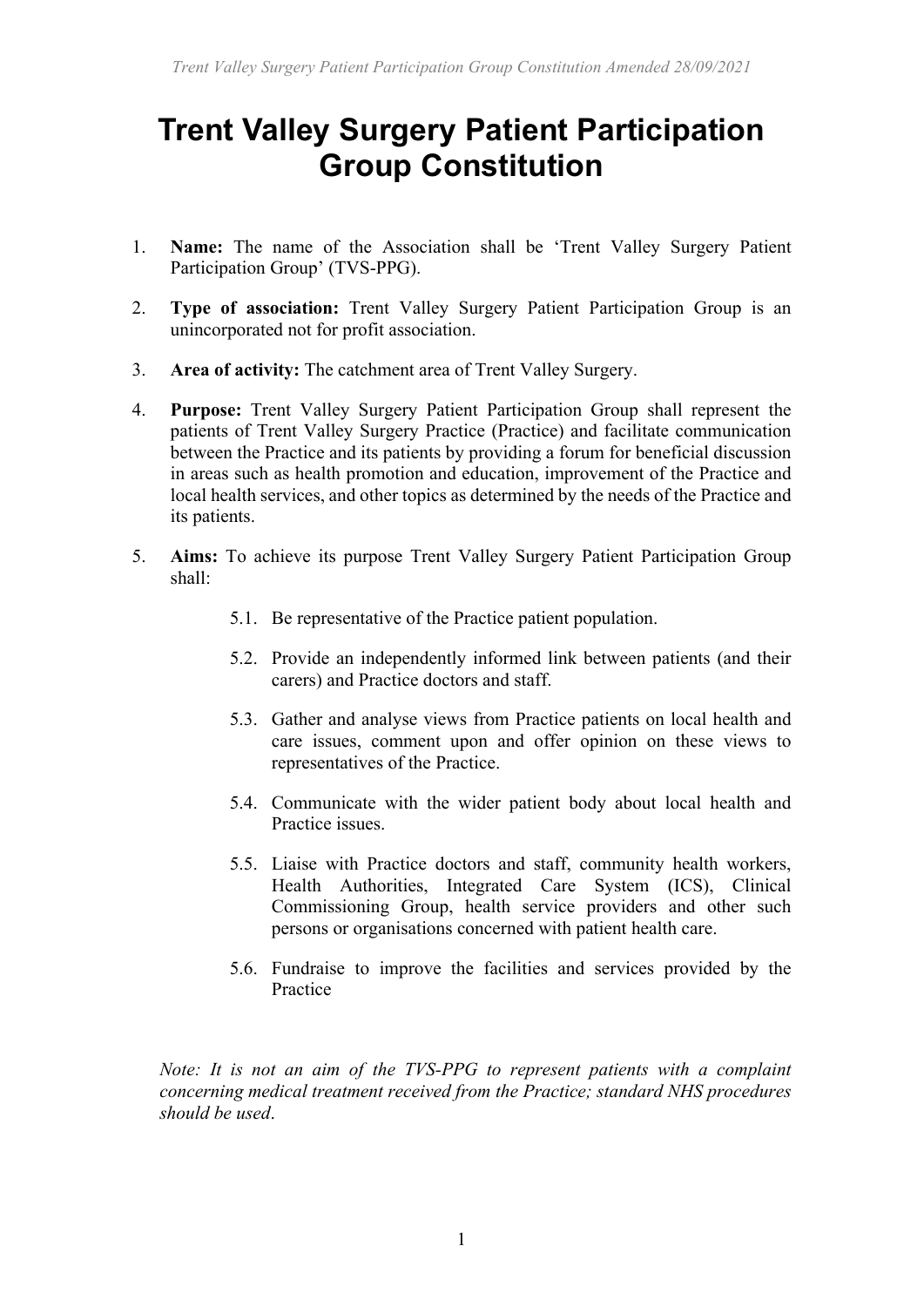# Trent Valley Surgery Patient Participation Group Constitution

1. **Name:** The name of the Association shall be 'Trent Valley Surgery Patient Participation Group' (TVS-PPG).

2. **Type of association:** Trent Valley Surgery Patient Participation Group is an unincorporated not for profit association.

3. **Area of activity:** The catchment area of Trent Valley Surgery.

4. **Purpose:** Trent Valley Surgery Patient Participation Group shall represent the patients of Trent Valley Surgery Practice (Practice) and facilitate communication between the Practice and its patients by providing a forum for beneficial discussion in areas such as health promotion and education, improvement of the Practice and local health services, and other topics as determined by the needs of the Practice and its patients.

5. **Aims:** To achieve its purpose Trent Valley Surgery Patient Participation Group shall:

   5.1. Be representative of the Practice patient population.

   5.2. Provide an independently informed link between patients (and their carers) and Practice doctors and staff.

   5.3. Gather and analyse views from Practice patients on local health and care issues, comment upon and offer opinion on these views to representatives of the Practice.

   5.4. Communicate with the wider patient body about local health and Practice issues.

   5.5. Liaise with Practice doctors and staff, community health workers, Health Authorities, Integrated Care System (ICS), Clinical Commissioning Group, health service providers and other such persons or organisations concerned with patient health care.

   5.6. Fundraise to improve the facilities and services provided by the Practice

*Note: It is not an aim of the TVS-PPG to represent patients with a complaint concerning medical treatment received from the Practice; standard NHS procedures should be used.*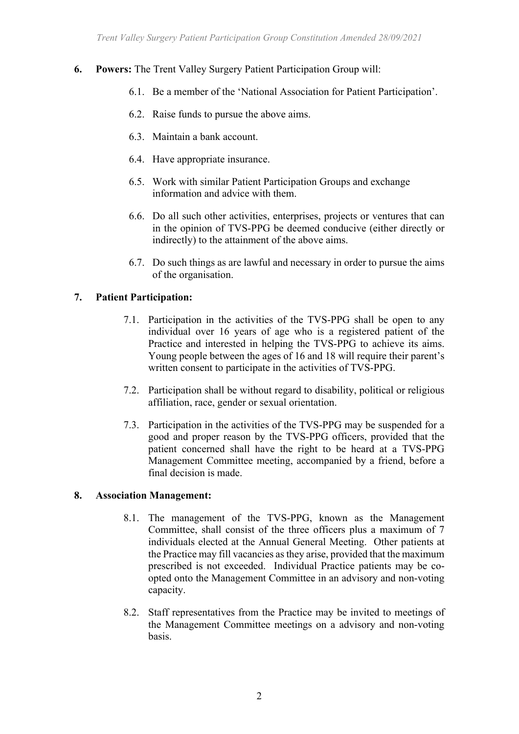**6. Powers:** The Trent Valley Surgery Patient Participation Group will:

6.1. Be a member of the 'National Association for Patient Participation'.

6.2. Raise funds to pursue the above aims.

6.3. Maintain a bank account.

6.4. Have appropriate insurance.

6.5. Work with similar Patient Participation Groups and exchange information and advice with them.

6.6. Do all such other activities, enterprises, projects or ventures that can in the opinion of TVS-PPG be deemed conducive (either directly or indirectly) to the attainment of the above aims.

6.7. Do such things as are lawful and necessary in order to pursue the aims of the organisation.

**7. Patient Participation:**

7.1. Participation in the activities of the TVS-PPG shall be open to any individual over 16 years of age who is a registered patient of the Practice and interested in helping the TVS-PPG to achieve its aims. Young people between the ages of 16 and 18 will require their parent's written consent to participate in the activities of TVS-PPG.

7.2. Participation shall be without regard to disability, political or religious affiliation, race, gender or sexual orientation.

7.3. Participation in the activities of the TVS-PPG may be suspended for a good and proper reason by the TVS-PPG officers, provided that the patient concerned shall have the right to be heard at a TVS-PPG Management Committee meeting, accompanied by a friend, before a final decision is made.

**8. Association Management:**

8.1. The management of the TVS-PPG, known as the Management Committee, shall consist of the three officers plus a maximum of 7 individuals elected at the Annual General Meeting. Other patients at the Practice may fill vacancies as they arise, provided that the maximum prescribed is not exceeded. Individual Practice patients may be co-opted onto the Management Committee in an advisory and non-voting capacity.

8.2. Staff representatives from the Practice may be invited to meetings of the Management Committee meetings on a advisory and non-voting basis.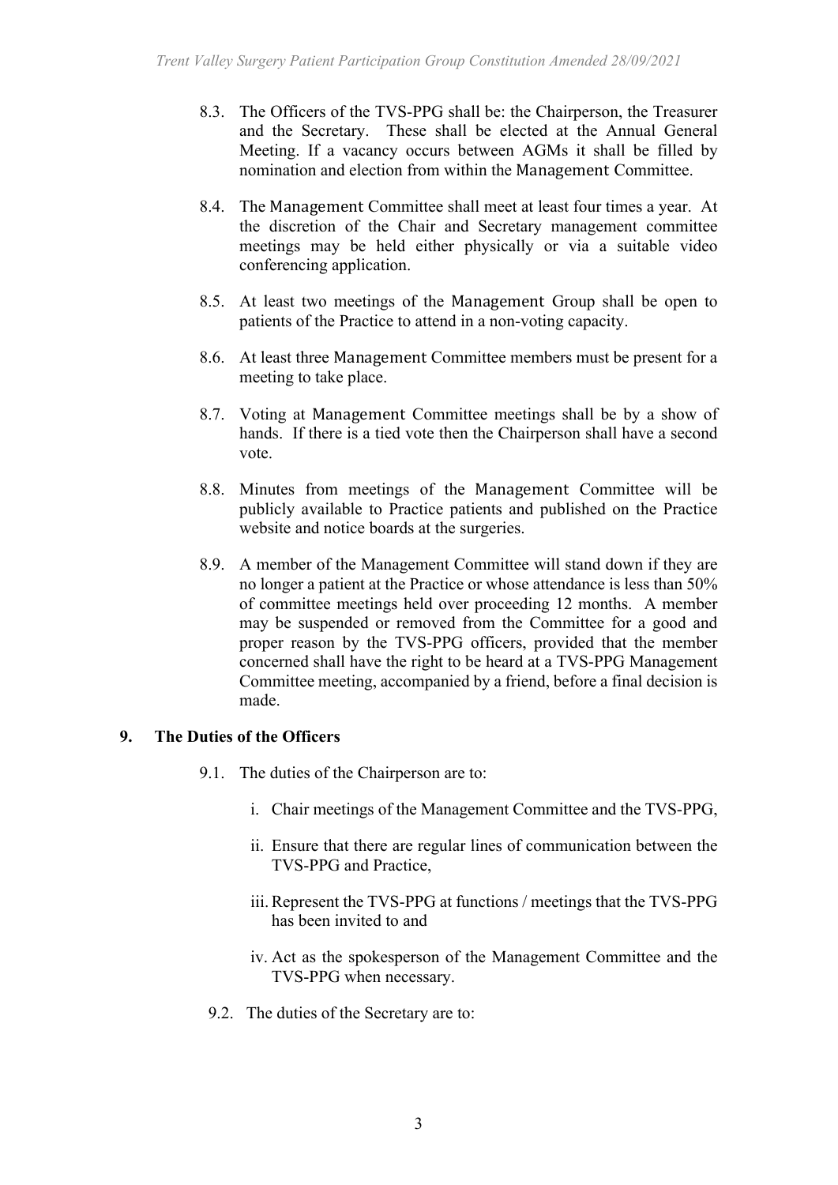8.3. The Officers of the TVS-PPG shall be: the Chairperson, the Treasurer and the Secretary. These shall be elected at the Annual General Meeting. If a vacancy occurs between AGMs it shall be filled by nomination and election from within the Management Committee.

8.4. The Management Committee shall meet at least four times a year. At the discretion of the Chair and Secretary management committee meetings may be held either physically or via a suitable video conferencing application.

8.5. At least two meetings of the Management Group shall be open to patients of the Practice to attend in a non-voting capacity.

8.6. At least three Management Committee members must be present for a meeting to take place.

8.7. Voting at Management Committee meetings shall be by a show of hands. If there is a tied vote then the Chairperson shall have a second vote.

8.8. Minutes from meetings of the Management Committee will be publicly available to Practice patients and published on the Practice website and notice boards at the surgeries.

8.9. A member of the Management Committee will stand down if they are no longer a patient at the Practice or whose attendance is less than 50% of committee meetings held over proceeding 12 months. A member may be suspended or removed from the Committee for a good and proper reason by the TVS-PPG officers, provided that the member concerned shall have the right to be heard at a TVS-PPG Management Committee meeting, accompanied by a friend, before a final decision is made.

## 9. The Duties of the Officers

9.1. The duties of the Chairperson are to:

i. Chair meetings of the Management Committee and the TVS-PPG,

ii. Ensure that there are regular lines of communication between the TVS-PPG and Practice,

iii. Represent the TVS-PPG at functions / meetings that the TVS-PPG has been invited to and

iv. Act as the spokesperson of the Management Committee and the TVS-PPG when necessary.

9.2. The duties of the Secretary are to: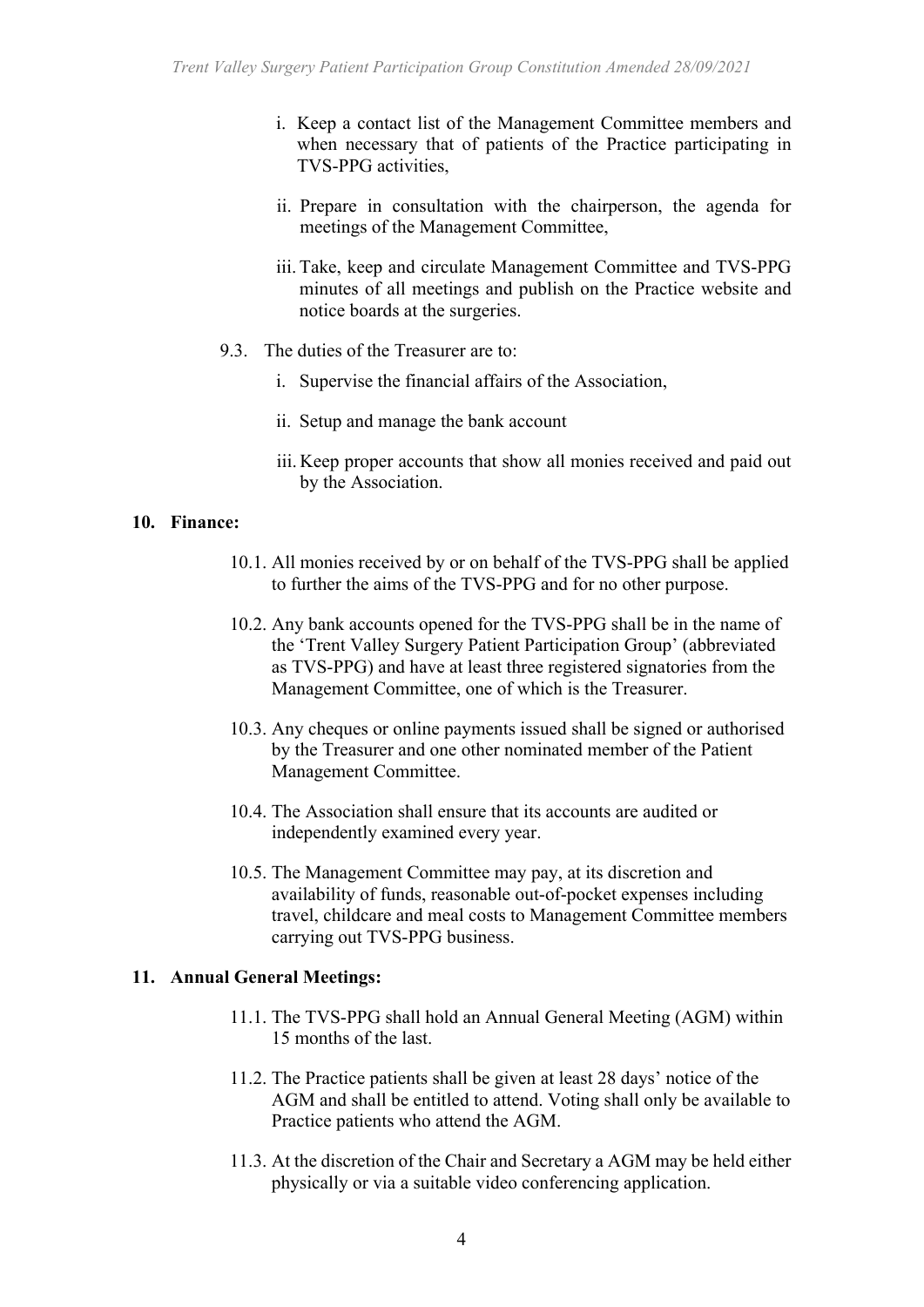i. Keep a contact list of the Management Committee members and when necessary that of patients of the Practice participating in TVS-PPG activities,

ii. Prepare in consultation with the chairperson, the agenda for meetings of the Management Committee,

iii. Take, keep and circulate Management Committee and TVS-PPG minutes of all meetings and publish on the Practice website and notice boards at the surgeries.

9.3. The duties of the Treasurer are to:

i. Supervise the financial affairs of the Association,

ii. Setup and manage the bank account

iii. Keep proper accounts that show all monies received and paid out by the Association.

## 10. Finance:

10.1. All monies received by or on behalf of the TVS-PPG shall be applied to further the aims of the TVS-PPG and for no other purpose.

10.2. Any bank accounts opened for the TVS-PPG shall be in the name of the 'Trent Valley Surgery Patient Participation Group' (abbreviated as TVS-PPG) and have at least three registered signatories from the Management Committee, one of which is the Treasurer.

10.3. Any cheques or online payments issued shall be signed or authorised by the Treasurer and one other nominated member of the Patient Management Committee.

10.4. The Association shall ensure that its accounts are audited or independently examined every year.

10.5. The Management Committee may pay, at its discretion and availability of funds, reasonable out-of-pocket expenses including travel, childcare and meal costs to Management Committee members carrying out TVS-PPG business.

## 11. Annual General Meetings:

11.1. The TVS-PPG shall hold an Annual General Meeting (AGM) within 15 months of the last.

11.2. The Practice patients shall be given at least 28 days' notice of the AGM and shall be entitled to attend. Voting shall only be available to Practice patients who attend the AGM.

11.3. At the discretion of the Chair and Secretary a AGM may be held either physically or via a suitable video conferencing application.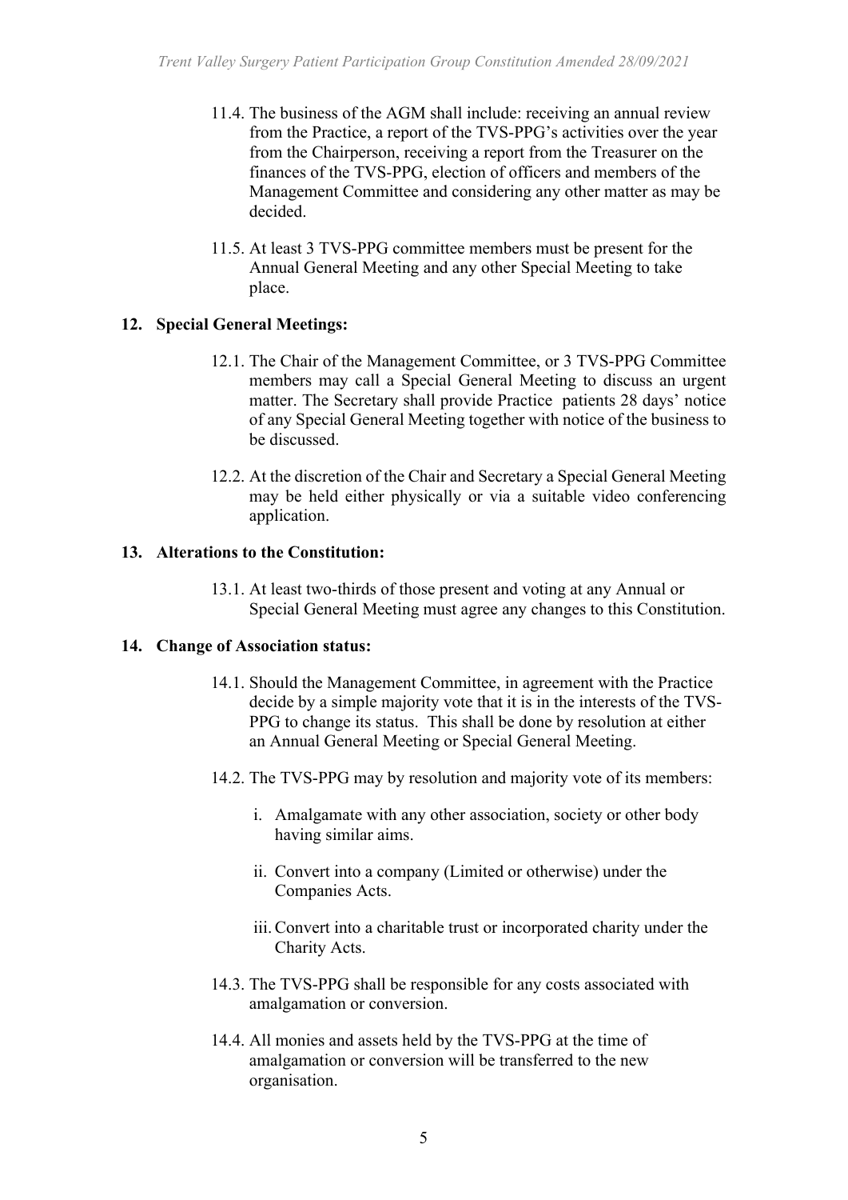11.4. The business of the AGM shall include: receiving an annual review from the Practice, a report of the TVS-PPG's activities over the year from the Chairperson, receiving a report from the Treasurer on the finances of the TVS-PPG, election of officers and members of the Management Committee and considering any other matter as may be decided.

11.5. At least 3 TVS-PPG committee members must be present for the Annual General Meeting and any other Special Meeting to take place.

## 12. Special General Meetings:

12.1. The Chair of the Management Committee, or 3 TVS-PPG Committee members may call a Special General Meeting to discuss an urgent matter. The Secretary shall provide Practice patients 28 days' notice of any Special General Meeting together with notice of the business to be discussed.

12.2. At the discretion of the Chair and Secretary a Special General Meeting may be held either physically or via a suitable video conferencing application.

## 13. Alterations to the Constitution:

13.1. At least two-thirds of those present and voting at any Annual or Special General Meeting must agree any changes to this Constitution.

## 14. Change of Association status:

14.1. Should the Management Committee, in agreement with the Practice decide by a simple majority vote that it is in the interests of the TVS-PPG to change its status. This shall be done by resolution at either an Annual General Meeting or Special General Meeting.

14.2. The TVS-PPG may by resolution and majority vote of its members:

i. Amalgamate with any other association, society or other body having similar aims.

ii. Convert into a company (Limited or otherwise) under the Companies Acts.

iii. Convert into a charitable trust or incorporated charity under the Charity Acts.

14.3. The TVS-PPG shall be responsible for any costs associated with amalgamation or conversion.

14.4. All monies and assets held by the TVS-PPG at the time of amalgamation or conversion will be transferred to the new organisation.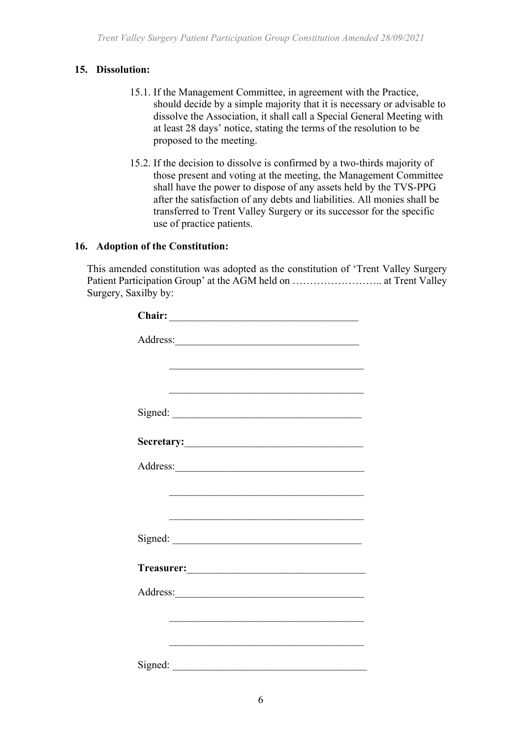## 15. Dissolution:

15.1. If the Management Committee, in agreement with the Practice, should decide by a simple majority that it is necessary or advisable to dissolve the Association, it shall call a Special General Meeting with at least 28 days' notice, stating the terms of the resolution to be proposed to the meeting.

15.2. If the decision to dissolve is confirmed by a two-thirds majority of those present and voting at the meeting, the Management Committee shall have the power to dispose of any assets held by the TVS-PPG after the satisfaction of any debts and liabilities. All monies shall be transferred to Trent Valley Surgery or its successor for the specific use of practice patients.

## 16. Adoption of the Constitution:

This amended constitution was adopted as the constitution of 'Trent Valley Surgery Patient Participation Group' at the AGM held on …………………….. at Trent Valley Surgery, Saxilby by:

**Chair:** ___________________________________

Address:___________________________________

___________________________________

___________________________________

Signed: ___________________________________

**Secretary:**___________________________________

Address:___________________________________

___________________________________

___________________________________

Signed: ___________________________________

**Treasurer:**___________________________________

Address:___________________________________

___________________________________

___________________________________

Signed: ___________________________________